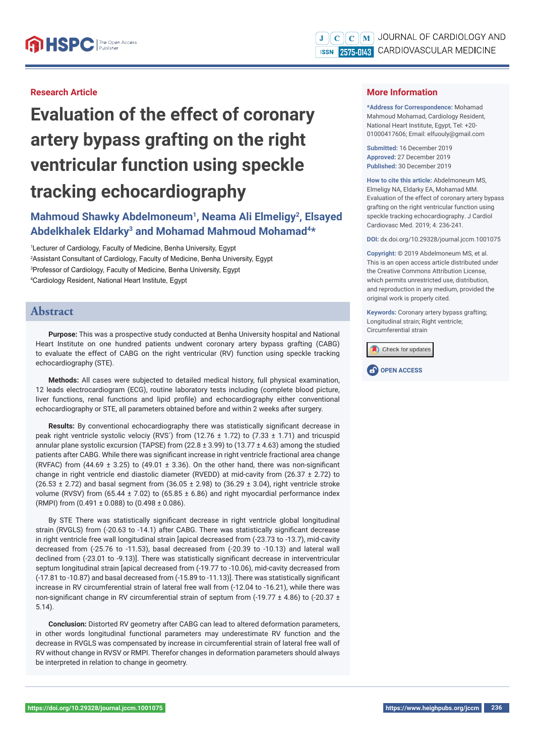Research Article

# Evaluation of the effect of coronary artery bypass grafting on the right ventricular function using speckle tracking echocardiography

**Mahmoud Shawky Abdelmoneum[1], Neama Ali Elmeligy[2], Elsayed Abdelkhalek Eldarky[3] and Mohamad Mahmoud Mohamad[4]***

[1]Lecturer of Cardiology, Faculty of Medicine, Benha University, Egypt
[2]Assistant Consultant of Cardiology, Faculty of Medicine, Benha University, Egypt
[3]Professor of Cardiology, Faculty of Medicine, Benha University, Egypt
[4]Cardiology Resident, National Heart Institute, Egypt

## More Information

***Address for Correspondence:** Mohamad Mahmoud Mohamad, Cardiology Resident, National Heart Institute, Egypt, Tel: +20-01000417606; Email: elfuouly@gmail.com

**Submitted:** 16 December 2019
**Approved:** 27 December 2019
**Published:** 30 December 2019

**How to cite this article:** Abdelmoneum MS, Elmeligy NA, Eldarky EA, Mohamad MM. Evaluation of the effect of coronary artery bypass grafting on the right ventricular function using speckle tracking echocardiography. J Cardiol Cardiovasc Med. 2019; 4: 236-241.

**DOI:** dx.doi.org/10.29328/journal.jccm.1001075

**Copyright:** © 2019 Abdelmoneum MS, et al. This is an open access article distributed under the Creative Commons Attribution License, which permits unrestricted use, distribution, and reproduction in any medium, provided the original work is properly cited.

**Keywords:** Coronary artery bypass grafting; Longitudinal strain; Right ventricle; Circumferential strain

OPEN ACCESS

## Abstract

**Purpose:** This was a prospective study conducted at Benha University hospital and National Heart Institute on one hundred patients undwent coronary artery bypass grafting (CABG) to evaluate the effect of CABG on the right ventricular (RV) function using speckle tracking echocardiography (STE).

**Methods:** All cases were subjected to detailed medical history, full physical examination, 12 leads electrocardiogram (ECG), routine laboratory tests including (complete blood picture, liver functions, renal functions and lipid profile) and echocardiography either conventional echocardiography or STE, all parameters obtained before and within 2 weeks after surgery.

**Results:** By conventional echocardiography there was statistically significant decrease in peak right ventricle systolic velociy (RVS´) from (12.76 ± 1.72) to (7.33 ± 1.71) and tricuspid annular plane systolic excursion (TAPSE) from (22.8 ± 3.99) to (13.77 ± 4.63) among the studied patients after CABG. While there was significant increase in right ventricle fractional area change (RVFAC) from (44.69 ± 3.25) to (49.01 ± 3.36). On the other hand, there was non-significant change in right ventricle end diastolic diameter (RVEDD) at mid-cavity from (26.37 ± 2.72) to (26.53 ± 2.72) and basal segment from (36.05 ± 2.98) to (36.29 ± 3.04), right ventricle stroke volume (RVSV) from (65.44 ± 7.02) to (65.85 ± 6.86) and right myocardial performance index (RMPI) from (0.491 ± 0.088) to (0.498 ± 0.086).

By STE There was statistically significant decrease in right ventricle global longitudinal strain (RVGLS) from (-20.63 to -14.1) after CABG. There was statistically significant decrease in right ventricle free wall longitudinal strain [apical decreased from (-23.73 to -13.7), mid-cavity decreased from (-25.76 to -11.53), basal decreased from (-20.39 to -10.13) and lateral wall declined from (-23.01 to -9.13)]. There was statistically significant decrease in interventricular septum longitudinal strain [apical decreased from (-19.77 to -10.06), mid-cavity decreased from (-17.81 to -10.87) and basal decreased from (-15.89 to -11.13)]. There was statistically significant increase in RV circumferential strain of lateral free wall from (-12.04 to -16.21), while there was non-significant change in RV circumferential strain of septum from (-19.77 ± 4.86) to (-20.37 ± 5.14).

**Conclusion:** Distorted RV geometry after CABG can lead to altered deformation parameters, in other words longitudinal functional parameters may underestimate RV function and the decrease in RVGLS was compensated by increase in circumferential strain of lateral free wall of RV without change in RVSV or RMPI. Therefor changes in deformation parameters should always be interpreted in relation to change in geometry.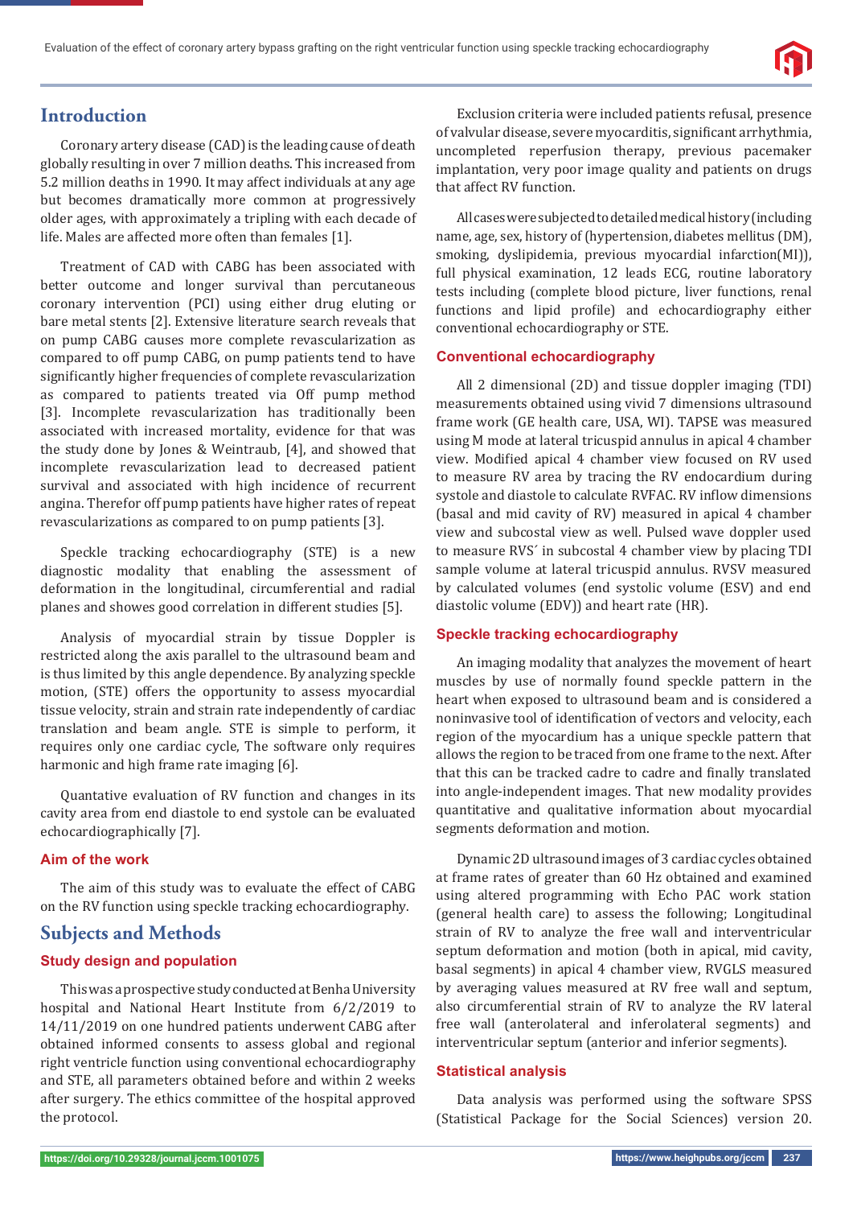## Introduction

Coronary artery disease (CAD) is the leading cause of death globally resulting in over 7 million deaths. This increased from 5.2 million deaths in 1990. It may affect individuals at any age but becomes dramatically more common at progressively older ages, with approximately a tripling with each decade of life. Males are affected more often than females [1].

Treatment of CAD with CABG has been associated with better outcome and longer survival than percutaneous coronary intervention (PCI) using either drug eluting or bare metal stents [2]. Extensive literature search reveals that on pump CABG causes more complete revascularization as compared to off pump CABG, on pump patients tend to have significantly higher frequencies of complete revascularization as compared to patients treated via Off pump method [3]. Incomplete revascularization has traditionally been associated with increased mortality, evidence for that was the study done by Jones & Weintraub, [4], and showed that incomplete revascularization lead to decreased patient survival and associated with high incidence of recurrent angina. Therefor off pump patients have higher rates of repeat revascularizations as compared to on pump patients [3].

Speckle tracking echocardiography (STE) is a new diagnostic modality that enabling the assessment of deformation in the longitudinal, circumferential and radial planes and showes good correlation in different studies [5].

Analysis of myocardial strain by tissue Doppler is restricted along the axis parallel to the ultrasound beam and is thus limited by this angle dependence. By analyzing speckle motion, (STE) offers the opportunity to assess myocardial tissue velocity, strain and strain rate independently of cardiac translation and beam angle. STE is simple to perform, it requires only one cardiac cycle, The software only requires harmonic and high frame rate imaging [6].

Quantative evaluation of RV function and changes in its cavity area from end diastole to end systole can be evaluated echocardiographically [7].

### Aim of the work

The aim of this study was to evaluate the effect of CABG on the RV function using speckle tracking echocardiography.

## Subjects and Methods

### Study design and population

This was a prospective study conducted at Benha University hospital and National Heart Institute from 6/2/2019 to 14/11/2019 on one hundred patients underwent CABG after obtained informed consents to assess global and regional right ventricle function using conventional echocardiography and STE, all parameters obtained before and within 2 weeks after surgery. The ethics committee of the hospital approved the protocol.

Exclusion criteria were included patients refusal, presence of valvular disease, severe myocarditis, significant arrhythmia, uncompleted reperfusion therapy, previous pacemaker implantation, very poor image quality and patients on drugs that affect RV function.

All cases were subjected to detailed medical history (including name, age, sex, history of (hypertension, diabetes mellitus (DM), smoking, dyslipidemia, previous myocardial infarction(MI)), full physical examination, 12 leads ECG, routine laboratory tests including (complete blood picture, liver functions, renal functions and lipid profile) and echocardiography either conventional echocardiography or STE.

### Conventional echocardiography

All 2 dimensional (2D) and tissue doppler imaging (TDI) measurements obtained using vivid 7 dimensions ultrasound frame work (GE health care, USA, WI). TAPSE was measured using M mode at lateral tricuspid annulus in apical 4 chamber view. Modified apical 4 chamber view focused on RV used to measure RV area by tracing the RV endocardium during systole and diastole to calculate RVFAC. RV inflow dimensions (basal and mid cavity of RV) measured in apical 4 chamber view and subcostal view as well. Pulsed wave doppler used to measure RVS´ in subcostal 4 chamber view by placing TDI sample volume at lateral tricuspid annulus. RVSV measured by calculated volumes (end systolic volume (ESV) and end diastolic volume (EDV)) and heart rate (HR).

### Speckle tracking echocardiography

An imaging modality that analyzes the movement of heart muscles by use of normally found speckle pattern in the heart when exposed to ultrasound beam and is considered a noninvasive tool of identification of vectors and velocity, each region of the myocardium has a unique speckle pattern that allows the region to be traced from one frame to the next. After that this can be tracked cadre to cadre and finally translated into angle-independent images. That new modality provides quantitative and qualitative information about myocardial segments deformation and motion.

Dynamic 2D ultrasound images of 3 cardiac cycles obtained at frame rates of greater than 60 Hz obtained and examined using altered programming with Echo PAC work station (general health care) to assess the following; Longitudinal strain of RV to analyze the free wall and interventricular septum deformation and motion (both in apical, mid cavity, basal segments) in apical 4 chamber view, RVGLS measured by averaging values measured at RV free wall and septum, also circumferential strain of RV to analyze the RV lateral free wall (anterolateral and inferolateral segments) and interventricular septum (anterior and inferior segments).

### Statistical analysis

Data analysis was performed using the software SPSS (Statistical Package for the Social Sciences) version 20.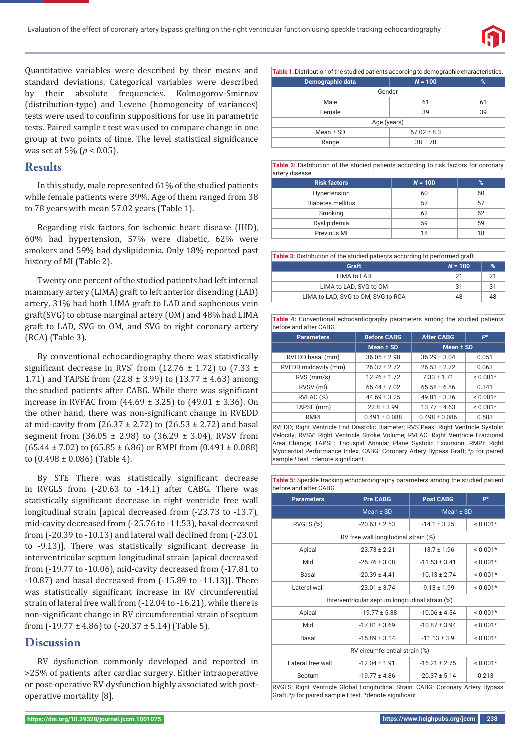Quantitative variables were described by their means and standard deviations. Categorical variables were described by their absolute frequencies. Kolmogorov-Smirnov (distribution-type) and Levene (homogeneity of variances) tests were used to confirm suppositions for use in parametric tests. Paired sample t test was used to compare change in one group at two points of time. The level statistical significance was set at 5% ($p < 0.05$).

## Results

In this study, male represented 61% of the studied patients while female patients were 39%. Age of them ranged from 38 to 78 years with mean 57.02 years (Table 1).

Regarding risk factors for ischemic heart disease (IHD), 60% had hypertension, 57% were diabetic, 62% were smokers and 59% had dyslipidemia. Only 18% reported past history of MI (Table 2).

Twenty one percent of the studied patients had left internal mammary artery (LIMA) graft to left anterior disending (LAD) artery, 31% had both LIMA graft to LAD and saphenous vein graft(SVG) to obtuse marginal artery (OM) and 48% had LIMA graft to LAD, SVG to OM, and SVG to right coronary artery (RCA) (Table 3).

By conventional echocardiography there was statistically significant decrease in RVS′ from (12.76 ± 1.72) to (7.33 ± 1.71) and TAPSE from (22.8 ± 3.99) to (13.77 ± 4.63) among the studied patients after CABG. While there was significant increase in RVFAC from (44.69 ± 3.25) to (49.01 ± 3.36). On the other hand, there was non-significant change in RVEDD at mid-cavity from (26.37 ± 2.72) to (26.53 ± 2.72) and basal segment from (36.05 ± 2.98) to (36.29 ± 3.04), RVSV from (65.44 ± 7.02) to (65.85 ± 6.86) or RMPI from (0.491 ± 0.088) to (0.498 ± 0.086) (Table 4).

By STE There was statistically significant decrease in RVGLS from (-20.63 to -14.1) after CABG. There was statistically significant decrease in right ventricle free wall longitudinal strain [apical decreased from (-23.73 to -13.7), mid-cavity decreased from (-25.76 to -11.53), basal decreased from (-20.39 to -10.13) and lateral wall declined from (-23.01 to -9.13)]. There was statistically significant decrease in interventricular septum longitudinal strain [apical decreased from (-19.77 to -10.06), mid-cavity decreased from (-17.81 to -10.87) and basal decreased from (-15.89 to -11.13)]. There was statistically significant increase in RV circumferential strain of lateral free wall from (-12.04 to -16.21), while there is non-significant change in RV circumferential strain of septum from (-19.77 ± 4.86) to (-20.37 ± 5.14) (Table 5).

## Discussion

RV dysfunction commonly developed and reported in >25% of patients after cardiac surgery. Either intraoperative or post-operative RV dysfunction highly associated with post-operative mortality [8].

**Table 1:** Distribution of the studied patients according to demographic characteristics.

| Demographic data | N = 100 | % |
|---|---|---|
| Gender | | |
| Male | 61 | 61 |
| Female | 39 | 39 |
| Age (years) | | |
| Mean ± SD | 57.02 ± 8.3 | |
| Range | 38 – 78 | |

**Table 2:** Distribution of the studied patients according to risk factors for coronary artery disease.

| Risk factors | N = 100 | % |
|---|---|---|
| Hypertension | 60 | 60 |
| Diabetes mellitus | 57 | 57 |
| Smoking | 62 | 62 |
| Dyslipidemia | 59 | 59 |
| Previous MI | 18 | 18 |

**Table 3:** Distribution of the studied patients according to performed graft.

| Graft | N = 100 | % |
|---|---|---|
| LIMA to LAD | 21 | 21 |
| LIMA to LAD, SVG to OM | 31 | 31 |
| LIMA to LAD, SVG to OM, SVG to RCA | 48 | 48 |

**Table 4:** Conventional echocardiography parameters among the studied patients before and after CABG.

| Parameters | Before CABG | After CABG | P[#] |
|---|---|---|---|
| | Mean ± SD | Mean ± SD | |
| RVEDD basal (mm) | 36.05 ± 2.98 | 36.29 ± 3.04 | 0.051 |
| RVEDD midcavity (mm) | 26.37 ± 2.72 | 26.53 ± 2.72 | 0.063 |
| RVS′(mm/s) | 12.76 ± 1.72 | 7.33 ± 1.71 | < 0.001* |
| RVSV (ml) | 65.44 ± 7.02 | 65.58 ± 6.86 | 0.341 |
| RVFAC (%) | 44.69 ± 3.25 | 49.01 ± 3.36 | < 0.001* |
| TAPSE (mm) | 22.8 ± 3.99 | 13.77 ± 4.63 | < 0.001* |
| RMPI | 0.491 ± 0.088 | 0.498 ± 0.086 | 0.583 |

RVEDD; Right Ventricle End Diastolic Diameter; RVS`Peak: Right Ventricle Systolic Velocity; RVSV: Right Ventricle Stroke Volume; RVFAC: Right Ventricle Fractional Area Change; TAPSE: Tricuspid Annular Plane Systolic Excursion; RMPI: Right Myocardial Performance Index; CABG: Coronary Artery Bypass Graft; #p for paired sample t test. *denote significant.

**Table 5:** Speckle tracking echocardiography parameters among the studied patient before and after CABG.

| Parameters | Pre CABG | Post CABG | P[#] |
|---|---|---|---|
| | Mean ± SD | Mean ± SD | |
| RVGLS (%) | -20.63 ± 2.53 | -14.1 ± 3.25 | < 0.001* |
| RV free wall longitudinal strain (%) | | | |
| Apical | -23.73 ± 2.21 | -13.7 ± 1.96 | < 0.001* |
| Mid | -25.76 ± 3.08 | -11.53 ± 3.41 | < 0.001* |
| Basal | -20.39 ± 4.41 | -10.13 ± 2.74 | < 0.001* |
| Lateral wall | -23.01 ± 3.74 | -9.13 ± 1.99 | < 0.001* |
| Interventricular septum longitudinal strain (%) | | | |
| Apical | -19.77 ± 5.38 | -10.06 ± 4.54 | < 0.001* |
| Mid | -17.81 ± 3.69 | -10.87 ± 3.94 | < 0.001* |
| Basal | -15.89 ± 3.14 | -11.13 ± 3.9 | < 0.001* |
| RV circumferential strain (%) | | | |
| Lateral free wall | -12.04 ± 1.91 | -16.21 ± 2.75 | < 0.001* |
| Septum | -19.77 ± 4.86 | -20.37 ± 5.14 | 0.213 |

RVGLS: Right Ventricle Global Longitudinal Strain; CABG: Coronary Artery Bypass Graft; #p for paired sample t test. *denote significant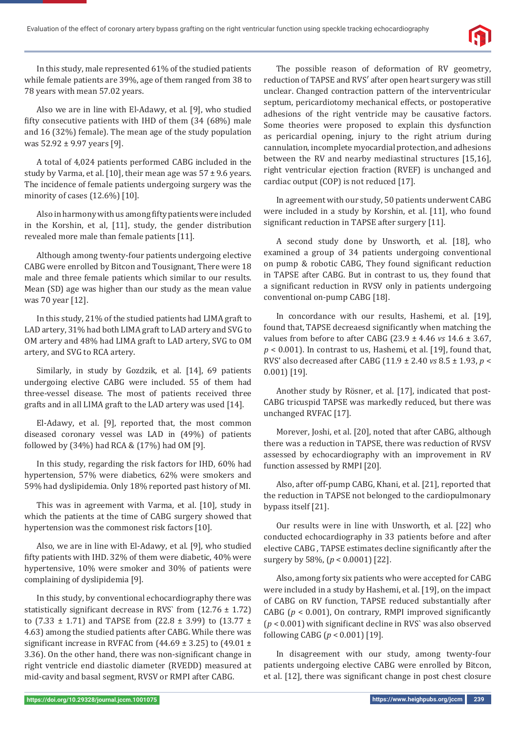In this study, male represented 61% of the studied patients while female patients are 39%, age of them ranged from 38 to 78 years with mean 57.02 years.

Also we are in line with El-Adawy, et al. [9], who studied fifty consecutive patients with IHD of them (34 (68%) male and 16 (32%) female). The mean age of the study population was 52.92 ± 9.97 years [9].

A total of 4,024 patients performed CABG included in the study by Varma, et al. [10], their mean age was 57 ± 9.6 years. The incidence of female patients undergoing surgery was the minority of cases (12.6%) [10].

Also in harmony with us among fifty patients were included in the Korshin, et al, [11], study, the gender distribution revealed more male than female patients [11].

Although among twenty-four patients undergoing elective CABG were enrolled by Bitcon and Tousignant, There were 18 male and three female patients which similar to our results. Mean (SD) age was higher than our study as the mean value was 70 year [12].

In this study, 21% of the studied patients had LIMA graft to LAD artery, 31% had both LIMA graft to LAD artery and SVG to OM artery and 48% had LIMA graft to LAD artery, SVG to OM artery, and SVG to RCA artery.

Similarly, in study by Gozdzik, et al. [14], 69 patients undergoing elective CABG were included. 55 of them had three-vessel disease. The most of patients received three grafts and in all LIMA graft to the LAD artery was used [14].

El-Adawy, et al. [9], reported that, the most common diseased coronary vessel was LAD in (49%) of patients followed by (34%) had RCA & (17%) had OM [9].

In this study, regarding the risk factors for IHD, 60% had hypertension, 57% were diabetics, 62% were smokers and 59% had dyslipidemia. Only 18% reported past history of MI.

This was in agreement with Varma, et al. [10], study in which the patients at the time of CABG surgery showed that hypertension was the commonest risk factors [10].

Also, we are in line with El-Adawy, et al. [9], who studied fifty patients with IHD. 32% of them were diabetic, 40% were hypertensive, 10% were smoker and 30% of patients were complaining of dyslipidemia [9].

In this study, by conventional echocardiography there was statistically significant decrease in RVS` from (12.76 ± 1.72) to (7.33 ± 1.71) and TAPSE from (22.8 ± 3.99) to (13.77 ± 4.63) among the studied patients after CABG. While there was significant increase in RVFAC from (44.69 ± 3.25) to (49.01 ± 3.36). On the other hand, there was non-significant change in right ventricle end diastolic diameter (RVEDD) measured at mid-cavity and basal segment, RVSV or RMPI after CABG.

The possible reason of deformation of RV geometry, reduction of TAPSE and RVS' after open heart surgery was still unclear. Changed contraction pattern of the interventricular septum, pericardiotomy mechanical effects, or postoperative adhesions of the right ventricle may be causative factors. Some theories were proposed to explain this dysfunction as pericardial opening, injury to the right atrium during cannulation, incomplete myocardial protection, and adhesions between the RV and nearby mediastinal structures [15,16], right ventricular ejection fraction (RVEF) is unchanged and cardiac output (COP) is not reduced [17].

In agreement with our study, 50 patients underwent CABG were included in a study by Korshin, et al. [11], who found significant reduction in TAPSE after surgery [11].

A second study done by Unsworth, et al. [18], who examined a group of 34 patients undergoing conventional on pump & robotic CABG, They found significant reduction in TAPSE after CABG. But in contrast to us, they found that a significant reduction in RVSV only in patients undergoing conventional on-pump CABG [18].

In concordance with our results, Hashemi, et al. [19], found that, TAPSE decreaesd significantly when matching the values from before to after CABG (23.9 ± 4.46 *vs* 14.6 ± 3.67, $p < 0.001$). In contrast to us, Hashemi, et al. [19], found that, RVS' also decreased after CABG (11.9 ± 2.40 *vs* 8.5 ± 1.93, $p < 0.001$) [19].

Another study by Rösner, et al. [17], indicated that post-CABG tricuspid TAPSE was markedly reduced, but there was unchanged RVFAC [17].

Morever, Joshi, et al. [20], noted that after CABG, although there was a reduction in TAPSE, there was reduction of RVSV assessed by echocardiography with an improvement in RV function assessed by RMPI [20].

Also, after off-pump CABG, Khani, et al. [21], reported that the reduction in TAPSE not belonged to the cardiopulmonary bypass itself [21].

Our results were in line with Unsworth, et al. [22] who conducted echocardiography in 33 patients before and after elective CABG , TAPSE estimates decline significantly after the surgery by 58%, ($p < 0.0001$) [22].

Also, among forty six patients who were accepted for CABG were included in a study by Hashemi, et al. [19], on the impact of CABG on RV function, TAPSE reduced substantially after CABG ($p < 0.001$), On contrary, RMPI improved significantly ($p < 0.001$) with significant decline in RVS` was also observed following CABG ($p < 0.001$) [19].

In disagreement with our study, among twenty-four patients undergoing elective CABG were enrolled by Bitcon, et al. [12], there was significant change in post chest closure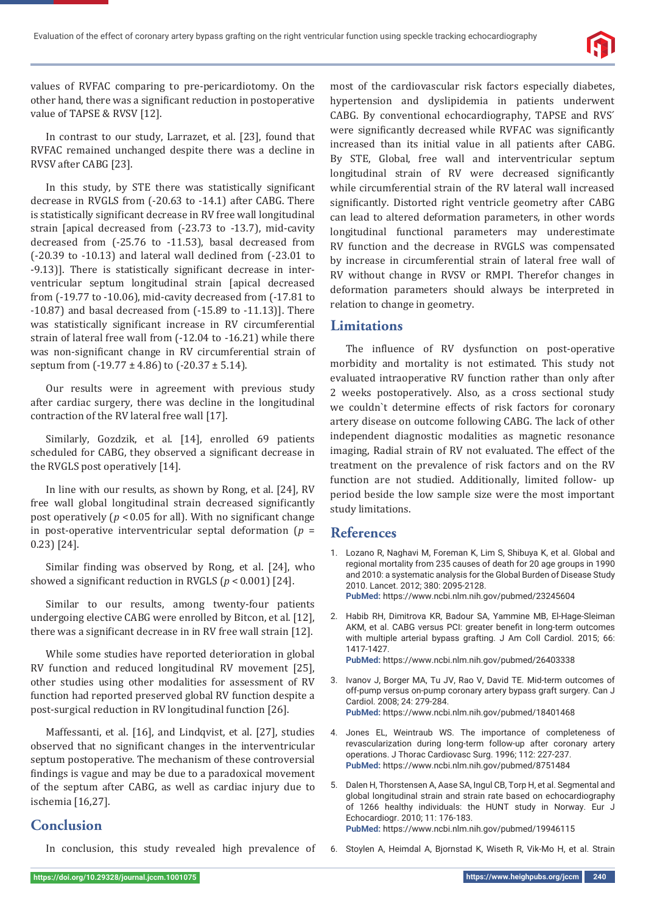values of RVFAC comparing to pre-pericardiotomy. On the other hand, there was a significant reduction in postoperative value of TAPSE & RVSV [12].

In contrast to our study, Larrazet, et al. [23], found that RVFAC remained unchanged despite there was a decline in RVSV after CABG [23].

In this study, by STE there was statistically significant decrease in RVGLS from (-20.63 to -14.1) after CABG. There is statistically significant decrease in RV free wall longitudinal strain [apical decreased from (-23.73 to -13.7), mid-cavity decreased from (-25.76 to -11.53), basal decreased from (-20.39 to -10.13) and lateral wall declined from (-23.01 to -9.13)]. There is statistically significant decrease in inter-ventricular septum longitudinal strain [apical decreased from (-19.77 to -10.06), mid-cavity decreased from (-17.81 to -10.87) and basal decreased from (-15.89 to -11.13)]. There was statistically significant increase in RV circumferential strain of lateral free wall from (-12.04 to -16.21) while there was non-significant change in RV circumferential strain of septum from (-19.77 ± 4.86) to (-20.37 ± 5.14).

Our results were in agreement with previous study after cardiac surgery, there was decline in the longitudinal contraction of the RV lateral free wall [17].

Similarly, Gozdzik, et al. [14], enrolled 69 patients scheduled for CABG, they observed a significant decrease in the RVGLS post operatively [14].

In line with our results, as shown by Rong, et al. [24], RV free wall global longitudinal strain decreased significantly post operatively ($p < 0.05$ for all). With no significant change in post-operative interventricular septal deformation ($p = 0.23$) [24].

Similar finding was observed by Rong, et al. [24], who showed a significant reduction in RVGLS ($p < 0.001$) [24].

Similar to our results, among twenty-four patients undergoing elective CABG were enrolled by Bitcon, et al. [12], there was a significant decrease in in RV free wall strain [12].

While some studies have reported deterioration in global RV function and reduced longitudinal RV movement [25], other studies using other modalities for assessment of RV function had reported preserved global RV function despite a post-surgical reduction in RV longitudinal function [26].

Maffessanti, et al. [16], and Lindqvist, et al. [27], studies observed that no significant changes in the interventricular septum postoperative. The mechanism of these controversial findings is vague and may be due to a paradoxical movement of the septum after CABG, as well as cardiac injury due to ischemia [16,27].

## Conclusion

In conclusion, this study revealed high prevalence of most of the cardiovascular risk factors especially diabetes, hypertension and dyslipidemia in patients underwent CABG. By conventional echocardiography, TAPSE and RVS′ were significantly decreased while RVFAC was significantly increased than its initial value in all patients after CABG. By STE, Global, free wall and interventricular septum longitudinal strain of RV were decreased significantly while circumferential strain of the RV lateral wall increased significantly. Distorted right ventricle geometry after CABG can lead to altered deformation parameters, in other words longitudinal functional parameters may underestimate RV function and the decrease in RVGLS was compensated by increase in circumferential strain of lateral free wall of RV without change in RVSV or RMPI. Therefor changes in deformation parameters should always be interpreted in relation to change in geometry.

## Limitations

The influence of RV dysfunction on post-operative morbidity and mortality is not estimated. This study not evaluated intraoperative RV function rather than only after 2 weeks postoperatively. Also, as a cross sectional study we couldn`t determine effects of risk factors for coronary artery disease on outcome following CABG. The lack of other independent diagnostic modalities as magnetic resonance imaging, Radial strain of RV not evaluated. The effect of the treatment on the prevalence of risk factors and on the RV function are not studied. Additionally, limited follow- up period beside the low sample size were the most important study limitations.

## References

1. Lozano R, Naghavi M, Foreman K, Lim S, Shibuya K, et al. Global and regional mortality from 235 causes of death for 20 age groups in 1990 and 2010: a systematic analysis for the Global Burden of Disease Study 2010. Lancet. 2012; 380: 2095-2128. **PubMed:** https://www.ncbi.nlm.nih.gov/pubmed/23245604

2. Habib RH, Dimitrova KR, Badour SA, Yammine MB, El-Hage-Sleiman AKM, et al. CABG versus PCI: greater benefit in long-term outcomes with multiple arterial bypass grafting. J Am Coll Cardiol. 2015; 66: 1417-1427. **PubMed:** https://www.ncbi.nlm.nih.gov/pubmed/26403338

3. Ivanov J, Borger MA, Tu JV, Rao V, David TE. Mid-term outcomes of off-pump versus on-pump coronary artery bypass graft surgery. Can J Cardiol. 2008; 24: 279-284. **PubMed:** https://www.ncbi.nlm.nih.gov/pubmed/18401468

4. Jones EL, Weintraub WS. The importance of completeness of revascularization during long-term follow-up after coronary artery operations. J Thorac Cardiovasc Surg. 1996; 112: 227-237. **PubMed:** https://www.ncbi.nlm.nih.gov/pubmed/8751484

5. Dalen H, Thorstensen A, Aase SA, Ingul CB, Torp H, et al. Segmental and global longitudinal strain and strain rate based on echocardiography of 1266 healthy individuals: the HUNT study in Norway. Eur J Echocardiogr. 2010; 11: 176-183. **PubMed:** https://www.ncbi.nlm.nih.gov/pubmed/19946115

6. Stoylen A, Heimdal A, Bjornstad K, Wiseth R, Vik-Mo H, et al. Strain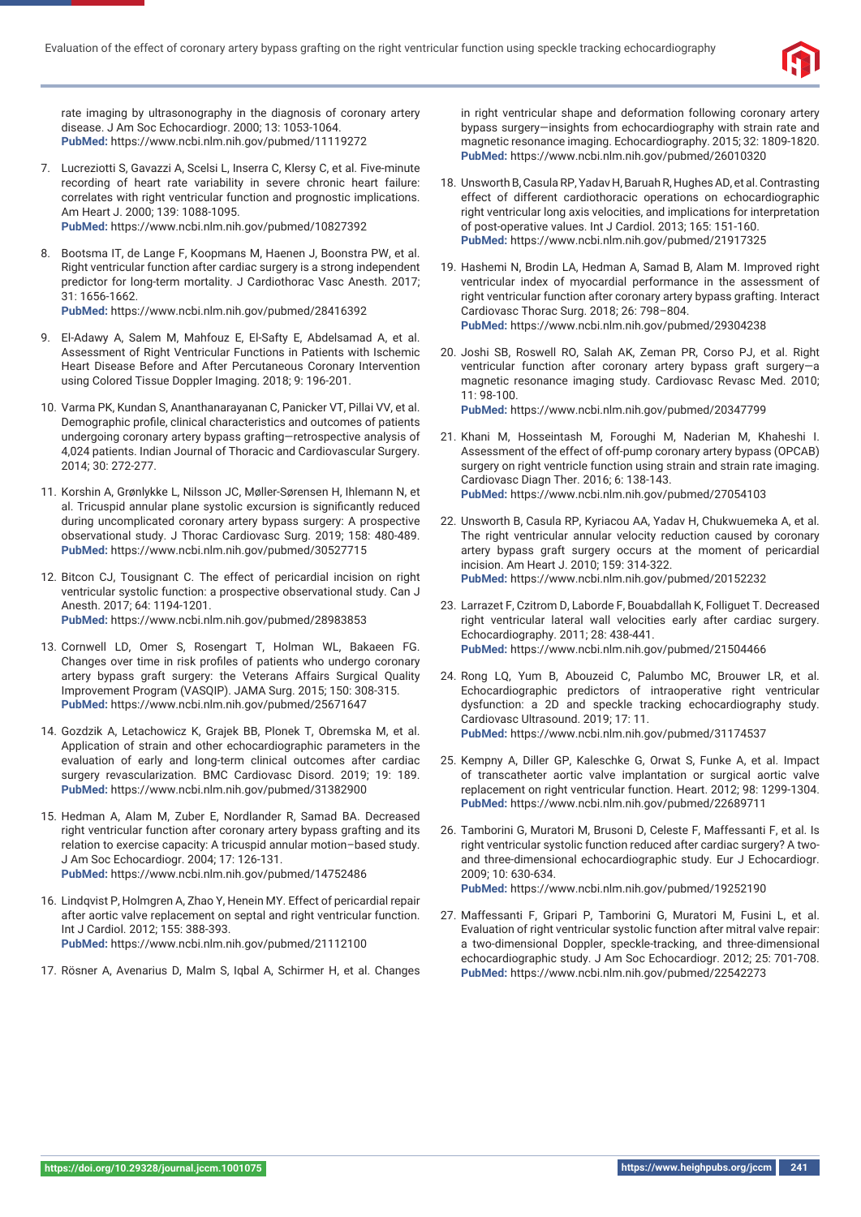rate imaging by ultrasonography in the diagnosis of coronary artery disease. J Am Soc Echocardiogr. 2000; 13: 1053-1064.
**PubMed:** https://www.ncbi.nlm.nih.gov/pubmed/11119272

7. Lucreziotti S, Gavazzi A, Scelsi L, Inserra C, Klersy C, et al. Five-minute recording of heart rate variability in severe chronic heart failure: correlates with right ventricular function and prognostic implications. Am Heart J. 2000; 139: 1088-1095.
**PubMed:** https://www.ncbi.nlm.nih.gov/pubmed/10827392

8. Bootsma IT, de Lange F, Koopmans M, Haenen J, Boonstra PW, et al. Right ventricular function after cardiac surgery is a strong independent predictor for long-term mortality. J Cardiothorac Vasc Anesth. 2017; 31: 1656-1662.
**PubMed:** https://www.ncbi.nlm.nih.gov/pubmed/28416392

9. El-Adawy A, Salem M, Mahfouz E, El-Safty E, Abdelsamad A, et al. Assessment of Right Ventricular Functions in Patients with Ischemic Heart Disease Before and After Percutaneous Coronary Intervention using Colored Tissue Doppler Imaging. 2018; 9: 196-201.

10. Varma PK, Kundan S, Ananthanarayanan C, Panicker VT, Pillai VV, et al. Demographic profile, clinical characteristics and outcomes of patients undergoing coronary artery bypass grafting—retrospective analysis of 4,024 patients. Indian Journal of Thoracic and Cardiovascular Surgery. 2014; 30: 272-277.

11. Korshin A, Grønlykke L, Nilsson JC, Møller-Sørensen H, Ihlemann N, et al. Tricuspid annular plane systolic excursion is significantly reduced during uncomplicated coronary artery bypass surgery: A prospective observational study. J Thorac Cardiovasc Surg. 2019; 158: 480-489.
**PubMed:** https://www.ncbi.nlm.nih.gov/pubmed/30527715

12. Bitcon CJ, Tousignant C. The effect of pericardial incision on right ventricular systolic function: a prospective observational study. Can J Anesth. 2017; 64: 1194-1201.
**PubMed:** https://www.ncbi.nlm.nih.gov/pubmed/28983853

13. Cornwell LD, Omer S, Rosengart T, Holman WL, Bakaeen FG. Changes over time in risk profiles of patients who undergo coronary artery bypass graft surgery: the Veterans Affairs Surgical Quality Improvement Program (VASQIP). JAMA Surg. 2015; 150: 308-315.
**PubMed:** https://www.ncbi.nlm.nih.gov/pubmed/25671647

14. Gozdzik A, Letachowicz K, Grajek BB, Plonek T, Obremska M, et al. Application of strain and other echocardiographic parameters in the evaluation of early and long-term clinical outcomes after cardiac surgery revascularization. BMC Cardiovasc Disord. 2019; 19: 189.
**PubMed:** https://www.ncbi.nlm.nih.gov/pubmed/31382900

15. Hedman A, Alam M, Zuber E, Nordlander R, Samad BA. Decreased right ventricular function after coronary artery bypass grafting and its relation to exercise capacity: A tricuspid annular motion–based study. J Am Soc Echocardiogr. 2004; 17: 126-131.
**PubMed:** https://www.ncbi.nlm.nih.gov/pubmed/14752486

16. Lindqvist P, Holmgren A, Zhao Y, Henein MY. Effect of pericardial repair after aortic valve replacement on septal and right ventricular function. Int J Cardiol. 2012; 155: 388-393.
**PubMed:** https://www.ncbi.nlm.nih.gov/pubmed/21112100

17. Rösner A, Avenarius D, Malm S, Iqbal A, Schirmer H, et al. Changes in right ventricular shape and deformation following coronary artery bypass surgery—insights from echocardiography with strain rate and magnetic resonance imaging. Echocardiography. 2015; 32: 1809-1820.
**PubMed:** https://www.ncbi.nlm.nih.gov/pubmed/26010320

18. Unsworth B, Casula RP, Yadav H, Baruah R, Hughes AD, et al. Contrasting effect of different cardiothoracic operations on echocardiographic right ventricular long axis velocities, and implications for interpretation of post-operative values. Int J Cardiol. 2013; 165: 151-160.
**PubMed:** https://www.ncbi.nlm.nih.gov/pubmed/21917325

19. Hashemi N, Brodin LA, Hedman A, Samad B, Alam M. Improved right ventricular index of myocardial performance in the assessment of right ventricular function after coronary artery bypass grafting. Interact Cardiovasc Thorac Surg. 2018; 26: 798–804.
**PubMed:** https://www.ncbi.nlm.nih.gov/pubmed/29304238

20. Joshi SB, Roswell RO, Salah AK, Zeman PR, Corso PJ, et al. Right ventricular function after coronary artery bypass graft surgery—a magnetic resonance imaging study. Cardiovasc Revasc Med. 2010; 11: 98-100.
**PubMed:** https://www.ncbi.nlm.nih.gov/pubmed/20347799

21. Khani M, Hosseintash M, Foroughi M, Naderian M, Khaheshi I. Assessment of the effect of off-pump coronary artery bypass (OPCAB) surgery on right ventricle function using strain and strain rate imaging. Cardiovasc Diagn Ther. 2016; 6: 138-143.
**PubMed:** https://www.ncbi.nlm.nih.gov/pubmed/27054103

22. Unsworth B, Casula RP, Kyriacou AA, Yadav H, Chukwuemeka A, et al. The right ventricular annular velocity reduction caused by coronary artery bypass graft surgery occurs at the moment of pericardial incision. Am Heart J. 2010; 159: 314-322.
**PubMed:** https://www.ncbi.nlm.nih.gov/pubmed/20152232

23. Larrazet F, Czitrom D, Laborde F, Bouabdallah K, Folliguet T. Decreased right ventricular lateral wall velocities early after cardiac surgery. Echocardiography. 2011; 28: 438-441.
**PubMed:** https://www.ncbi.nlm.nih.gov/pubmed/21504466

24. Rong LQ, Yum B, Abouzeid C, Palumbo MC, Brouwer LR, et al. Echocardiographic predictors of intraoperative right ventricular dysfunction: a 2D and speckle tracking echocardiography study. Cardiovasc Ultrasound. 2019; 17: 11.
**PubMed:** https://www.ncbi.nlm.nih.gov/pubmed/31174537

25. Kempny A, Diller GP, Kaleschke G, Orwat S, Funke A, et al. Impact of transcatheter aortic valve implantation or surgical aortic valve replacement on right ventricular function. Heart. 2012; 98: 1299-1304.
**PubMed:** https://www.ncbi.nlm.nih.gov/pubmed/22689711

26. Tamborini G, Muratori M, Brusoni D, Celeste F, Maffessanti F, et al. Is right ventricular systolic function reduced after cardiac surgery? A two- and three-dimensional echocardiographic study. Eur J Echocardiogr. 2009; 10: 630-634.
**PubMed:** https://www.ncbi.nlm.nih.gov/pubmed/19252190

27. Maffessanti F, Gripari P, Tamborini G, Muratori M, Fusini L, et al. Evaluation of right ventricular systolic function after mitral valve repair: a two-dimensional Doppler, speckle-tracking, and three-dimensional echocardiographic study. J Am Soc Echocardiogr. 2012; 25: 701-708.
**PubMed:** https://www.ncbi.nlm.nih.gov/pubmed/22542273